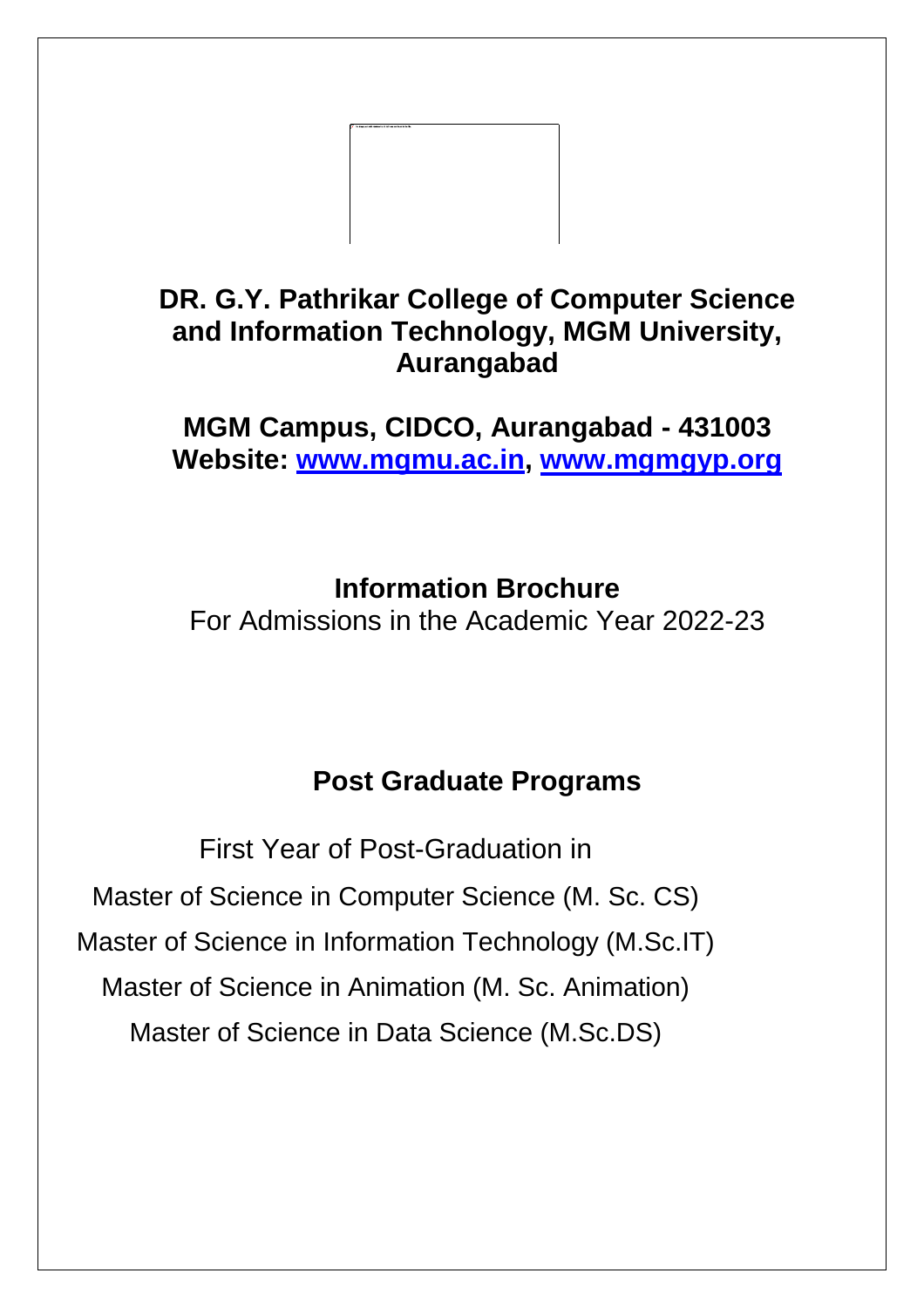# DR. G.Y. Pathrikar College of Computer Science and Information Technology, MGM University, Aurangabad

**MGM Campus, CIDCO, Aurangabad - 431003**
**Website: [www.mgmu.ac.in](http://www.mgmu.ac.in), [www.mgmgyp.org](http://www.mgmgyp.org)**

## Information Brochure

For Admissions in the Academic Year 2022-23

## Post Graduate Programs

First Year of Post-Graduation in

Master of Science in Computer Science (M. Sc. CS)

Master of Science in Information Technology (M.Sc.IT)

Master of Science in Animation (M. Sc. Animation)

Master of Science in Data Science (M.Sc.DS)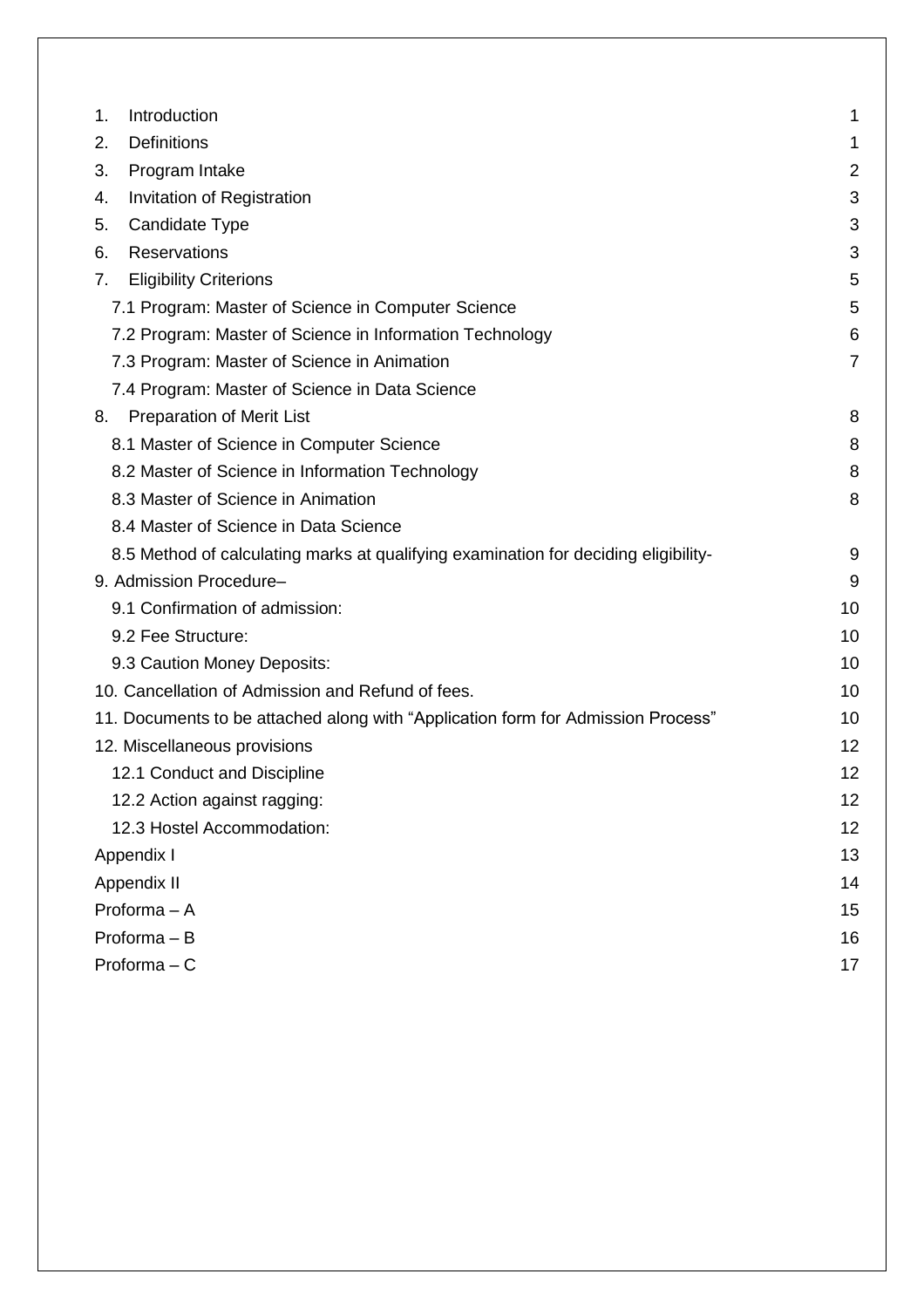| | |
|---|---|
| 1. Introduction | 1 |
| 2. Definitions | 1 |
| 3. Program Intake | 2 |
| 4. Invitation of Registration | 3 |
| 5. Candidate Type | 3 |
| 6. Reservations | 3 |
| 7. Eligibility Criterions | 5 |
| 7.1 Program: Master of Science in Computer Science | 5 |
| 7.2 Program: Master of Science in Information Technology | 6 |
| 7.3 Program: Master of Science in Animation | 7 |
| 7.4 Program: Master of Science in Data Science | |
| 8. Preparation of Merit List | 8 |
| 8.1 Master of Science in Computer Science | 8 |
| 8.2 Master of Science in Information Technology | 8 |
| 8.3 Master of Science in Animation | 8 |
| 8.4 Master of Science in Data Science | |
| 8.5 Method of calculating marks at qualifying examination for deciding eligibility- | 9 |
| 9. Admission Procedure– | 9 |
| 9.1 Confirmation of admission: | 10 |
| 9.2 Fee Structure: | 10 |
| 9.3 Caution Money Deposits: | 10 |
| 10. Cancellation of Admission and Refund of fees. | 10 |
| 11. Documents to be attached along with "Application form for Admission Process" | 10 |
| 12. Miscellaneous provisions | 12 |
| 12.1 Conduct and Discipline | 12 |
| 12.2 Action against ragging: | 12 |
| 12.3 Hostel Accommodation: | 12 |
| Appendix I | 13 |
| Appendix II | 14 |
| Proforma – A | 15 |
| Proforma – B | 16 |
| Proforma – C | 17 |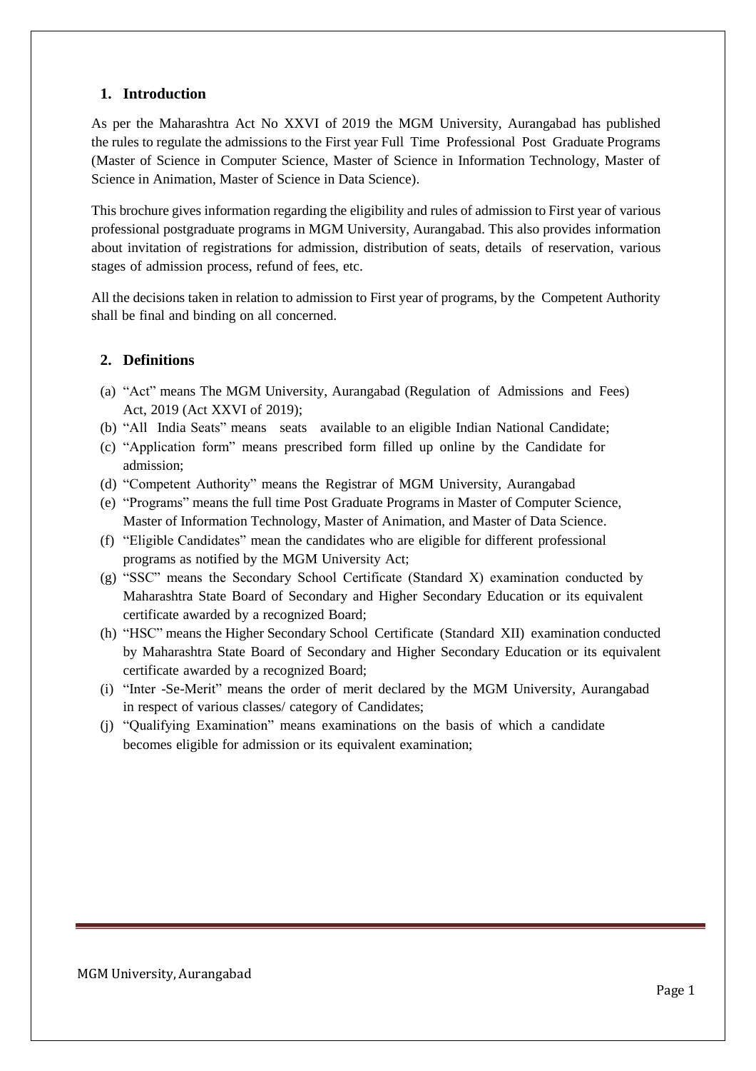## 1. Introduction

As per the Maharashtra Act No XXVI of 2019 the MGM University, Aurangabad has published the rules to regulate the admissions to the First year Full Time Professional Post Graduate Programs (Master of Science in Computer Science, Master of Science in Information Technology, Master of Science in Animation, Master of Science in Data Science).

This brochure gives information regarding the eligibility and rules of admission to First year of various professional postgraduate programs in MGM University, Aurangabad. This also provides information about invitation of registrations for admission, distribution of seats, details of reservation, various stages of admission process, refund of fees, etc.

All the decisions taken in relation to admission to First year of programs, by the Competent Authority shall be final and binding on all concerned.

## 2. Definitions

(a) "Act" means The MGM University, Aurangabad (Regulation of Admissions and Fees) Act, 2019 (Act XXVI of 2019);

(b) "All India Seats" means seats available to an eligible Indian National Candidate;

(c) "Application form" means prescribed form filled up online by the Candidate for admission;

(d) "Competent Authority" means the Registrar of MGM University, Aurangabad

(e) "Programs" means the full time Post Graduate Programs in Master of Computer Science, Master of Information Technology, Master of Animation, and Master of Data Science.

(f) "Eligible Candidates" mean the candidates who are eligible for different professional programs as notified by the MGM University Act;

(g) "SSC" means the Secondary School Certificate (Standard X) examination conducted by Maharashtra State Board of Secondary and Higher Secondary Education or its equivalent certificate awarded by a recognized Board;

(h) "HSC" means the Higher Secondary School Certificate (Standard XII) examination conducted by Maharashtra State Board of Secondary and Higher Secondary Education or its equivalent certificate awarded by a recognized Board;

(i) "Inter -Se-Merit" means the order of merit declared by the MGM University, Aurangabad in respect of various classes/ category of Candidates;

(j) "Qualifying Examination" means examinations on the basis of which a candidate becomes eligible for admission or its equivalent examination;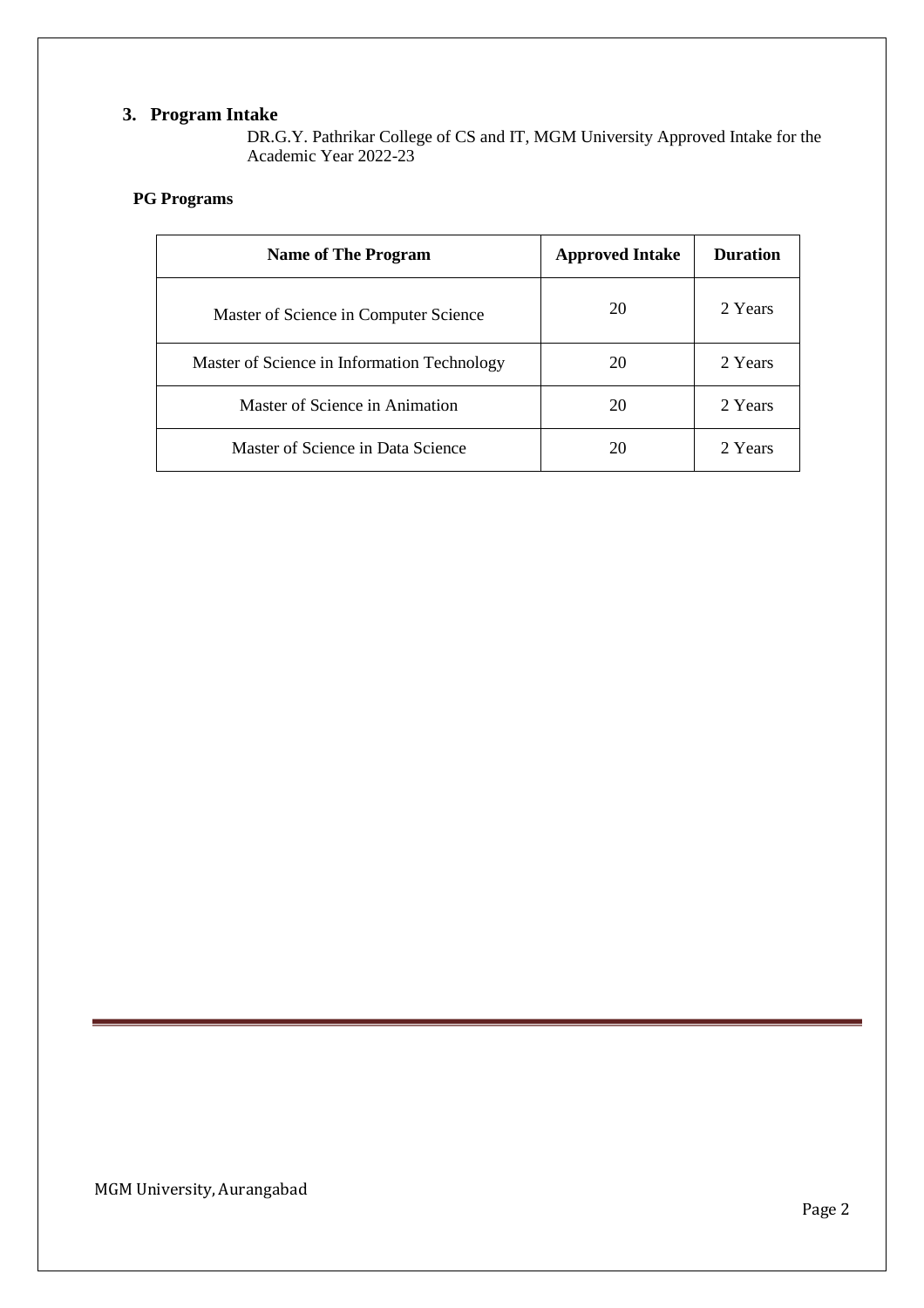## 3. Program Intake

DR.G.Y. Pathrikar College of CS and IT, MGM University Approved Intake for the Academic Year 2022-23

**PG Programs**

| Name of The Program | Approved Intake | Duration |
|---|---|---|
| Master of Science in Computer Science | 20 | 2 Years |
| Master of Science in Information Technology | 20 | 2 Years |
| Master of Science in Animation | 20 | 2 Years |
| Master of Science in Data Science | 20 | 2 Years |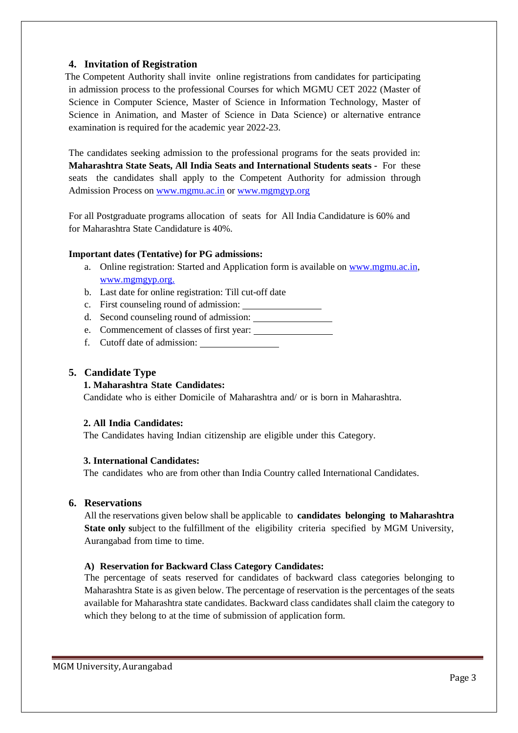## 4. Invitation of Registration

The Competent Authority shall invite online registrations from candidates for participating in admission process to the professional Courses for which MGMU CET 2022 (Master of Science in Computer Science, Master of Science in Information Technology, Master of Science in Animation, and Master of Science in Data Science) or alternative entrance examination is required for the academic year 2022-23.

The candidates seeking admission to the professional programs for the seats provided in: **Maharashtra State Seats, All India Seats and International Students seats -** For these seats the candidates shall apply to the Competent Authority for admission through Admission Process on www.mgmu.ac.in or www.mgmgyp.org

For all Postgraduate programs allocation of seats for All India Candidature is 60% and for Maharashtra State Candidature is 40%.

**Important dates (Tentative) for PG admissions:**

a. Online registration: Started and Application form is available on www.mgmu.ac.in, www.mgmgyp.org.
b. Last date for online registration: Till cut-off date
c. First counseling round of admission: ________________
d. Second counseling round of admission: ________________
e. Commencement of classes of first year: ________________
f. Cutoff date of admission: ________________

## 5. Candidate Type

**1. Maharashtra State Candidates:**

Candidate who is either Domicile of Maharashtra and/ or is born in Maharashtra.

**2. All India Candidates:**

The Candidates having Indian citizenship are eligible under this Category.

**3. International Candidates:**

The candidates who are from other than India Country called International Candidates.

## 6. Reservations

All the reservations given below shall be applicable to **candidates belonging to Maharashtra State only s**ubject to the fulfillment of the eligibility criteria specified by MGM University, Aurangabad from time to time.

**A) Reservation for Backward Class Category Candidates:**

The percentage of seats reserved for candidates of backward class categories belonging to Maharashtra State is as given below. The percentage of reservation is the percentages of the seats available for Maharashtra state candidates. Backward class candidates shall claim the category to which they belong to at the time of submission of application form.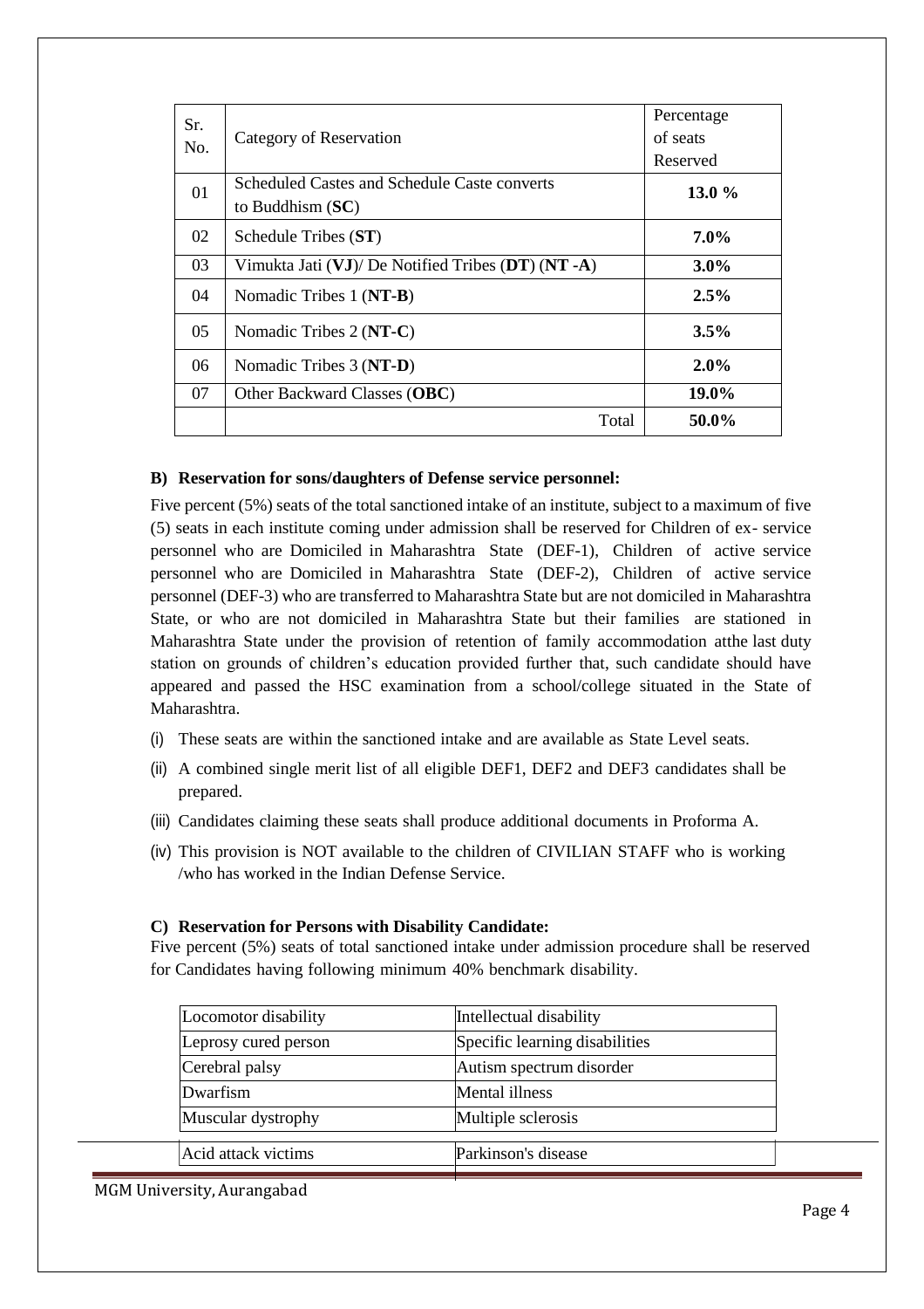| Sr. No. | Category of Reservation | Percentage of seats Reserved |
|---|---|---|
| 01 | Scheduled Castes and Schedule Caste converts to Buddhism (**SC**) | **13.0 %** |
| 02 | Schedule Tribes (**ST**) | **7.0%** |
| 03 | Vimukta Jati (**VJ**)/ De Notified Tribes (**DT**) (**NT -A**) | **3.0%** |
| 04 | Nomadic Tribes 1 (**NT-B**) | **2.5%** |
| 05 | Nomadic Tribes 2 (**NT-C**) | **3.5%** |
| 06 | Nomadic Tribes 3 (**NT-D**) | **2.0%** |
| 07 | Other Backward Classes (**OBC**) | **19.0%** |
| | Total | **50.0%** |

**B) Reservation for sons/daughters of Defense service personnel:**

Five percent (5%) seats of the total sanctioned intake of an institute, subject to a maximum of five (5) seats in each institute coming under admission shall be reserved for Children of ex- service personnel who are Domiciled in Maharashtra State (DEF-1), Children of active service personnel who are Domiciled in Maharashtra State (DEF-2), Children of active service personnel (DEF-3) who are transferred to Maharashtra State but are not domiciled in Maharashtra State, or who are not domiciled in Maharashtra State but their families are stationed in Maharashtra State under the provision of retention of family accommodation atthe last duty station on grounds of children's education provided further that, such candidate should have appeared and passed the HSC examination from a school/college situated in the State of Maharashtra.

(i) These seats are within the sanctioned intake and are available as State Level seats.

(ii) A combined single merit list of all eligible DEF1, DEF2 and DEF3 candidates shall be prepared.

(iii) Candidates claiming these seats shall produce additional documents in Proforma A.

(iv) This provision is NOT available to the children of CIVILIAN STAFF who is working /who has worked in the Indian Defense Service.

**C) Reservation for Persons with Disability Candidate:**

Five percent (5%) seats of total sanctioned intake under admission procedure shall be reserved for Candidates having following minimum 40% benchmark disability.

| | |
|---|---|
| Locomotor disability | Intellectual disability |
| Leprosy cured person | Specific learning disabilities |
| Cerebral palsy | Autism spectrum disorder |
| Dwarfism | Mental illness |
| Muscular dystrophy | Multiple sclerosis |
| Acid attack victims | Parkinson's disease |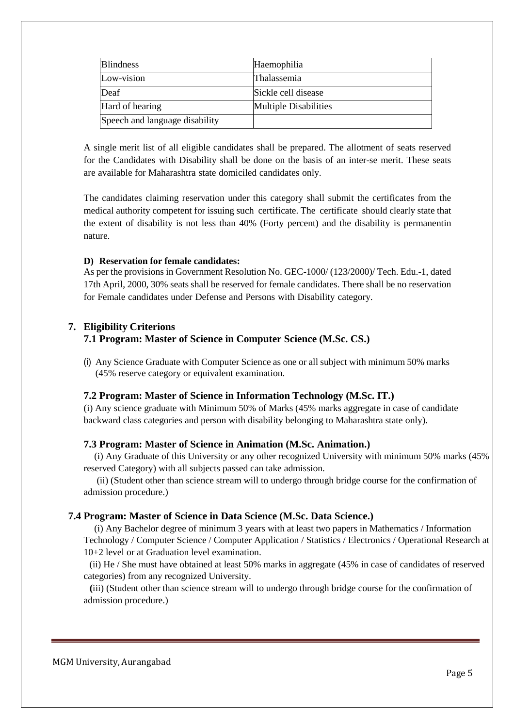| Blindness | Haemophilia |
| --- | --- |
| Low-vision | Thalassemia |
| Deaf | Sickle cell disease |
| Hard of hearing | Multiple Disabilities |
| Speech and language disability | |

A single merit list of all eligible candidates shall be prepared. The allotment of seats reserved for the Candidates with Disability shall be done on the basis of an inter-se merit. These seats are available for Maharashtra state domiciled candidates only.

The candidates claiming reservation under this category shall submit the certificates from the medical authority competent for issuing such certificate. The certificate should clearly state that the extent of disability is not less than 40% (Forty percent) and the disability is permanentin nature.

**D) Reservation for female candidates:**

As per the provisions in Government Resolution No. GEC-1000/ (123/2000)/ Tech. Edu.-1, dated 17th April, 2000, 30% seats shall be reserved for female candidates. There shall be no reservation for Female candidates under Defense and Persons with Disability category.

## 7. Eligibility Criterions

### 7.1 Program: Master of Science in Computer Science (M.Sc. CS.)

(i) Any Science Graduate with Computer Science as one or all subject with minimum 50% marks (45% reserve category or equivalent examination.

### 7.2 Program: Master of Science in Information Technology (M.Sc. IT.)

(i) Any science graduate with Minimum 50% of Marks (45% marks aggregate in case of candidate backward class categories and person with disability belonging to Maharashtra state only).

### 7.3 Program: Master of Science in Animation (M.Sc. Animation.)

(i) Any Graduate of this University or any other recognized University with minimum 50% marks (45% reserved Category) with all subjects passed can take admission.

(ii) (Student other than science stream will to undergo through bridge course for the confirmation of admission procedure.)

### 7.4 Program: Master of Science in Data Science (M.Sc. Data Science.)

(i) Any Bachelor degree of minimum 3 years with at least two papers in Mathematics / Information Technology / Computer Science / Computer Application / Statistics / Electronics / Operational Research at 10+2 level or at Graduation level examination.

(ii) He / She must have obtained at least 50% marks in aggregate (45% in case of candidates of reserved categories) from any recognized University.

(iii) (Student other than science stream will to undergo through bridge course for the confirmation of admission procedure.)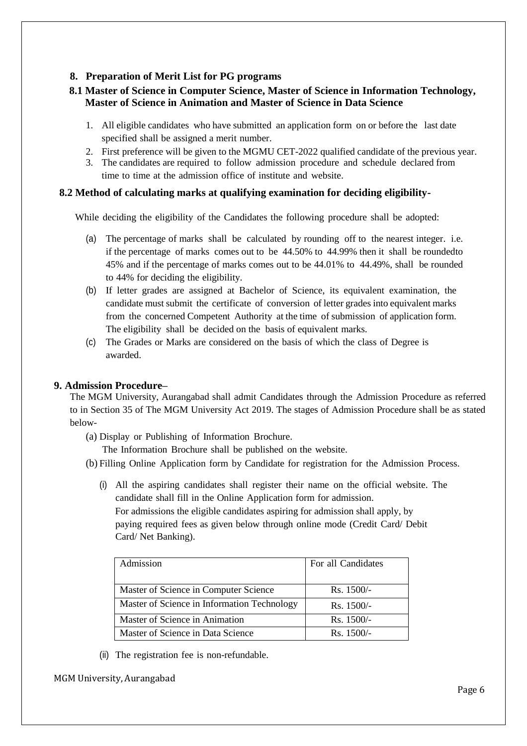## 8. Preparation of Merit List for PG programs

### 8.1 Master of Science in Computer Science, Master of Science in Information Technology, Master of Science in Animation and Master of Science in Data Science

1. All eligible candidates who have submitted an application form on or before the last date specified shall be assigned a merit number.
2. First preference will be given to the MGMU CET-2022 qualified candidate of the previous year.
3. The candidates are required to follow admission procedure and schedule declared from time to time at the admission office of institute and website.

### 8.2 Method of calculating marks at qualifying examination for deciding eligibility-

While deciding the eligibility of the Candidates the following procedure shall be adopted:

(a) The percentage of marks shall be calculated by rounding off to the nearest integer. i.e. if the percentage of marks comes out to be 44.50% to 44.99% then it shall be roundedto 45% and if the percentage of marks comes out to be 44.01% to 44.49%, shall be rounded to 44% for deciding the eligibility.

(b) If letter grades are assigned at Bachelor of Science, its equivalent examination, the candidate must submit the certificate of conversion of letter grades into equivalent marks from the concerned Competent Authority at the time of submission of application form. The eligibility shall be decided on the basis of equivalent marks.

(c) The Grades or Marks are considered on the basis of which the class of Degree is awarded.

## 9. Admission Procedure–

The MGM University, Aurangabad shall admit Candidates through the Admission Procedure as referred to in Section 35 of The MGM University Act 2019. The stages of Admission Procedure shall be as stated below-

(a) Display or Publishing of Information Brochure.
The Information Brochure shall be published on the website.

(b) Filling Online Application form by Candidate for registration for the Admission Process.

(i) All the aspiring candidates shall register their name on the official website. The candidate shall fill in the Online Application form for admission.
For admissions the eligible candidates aspiring for admission shall apply, by paying required fees as given below through online mode (Credit Card/ Debit Card/ Net Banking).

| Admission | For all Candidates |
|---|---|
| Master of Science in Computer Science | Rs. 1500/- |
| Master of Science in Information Technology | Rs. 1500/- |
| Master of Science in Animation | Rs. 1500/- |
| Master of Science in Data Science | Rs. 1500/- |

(ii) The registration fee is non-refundable.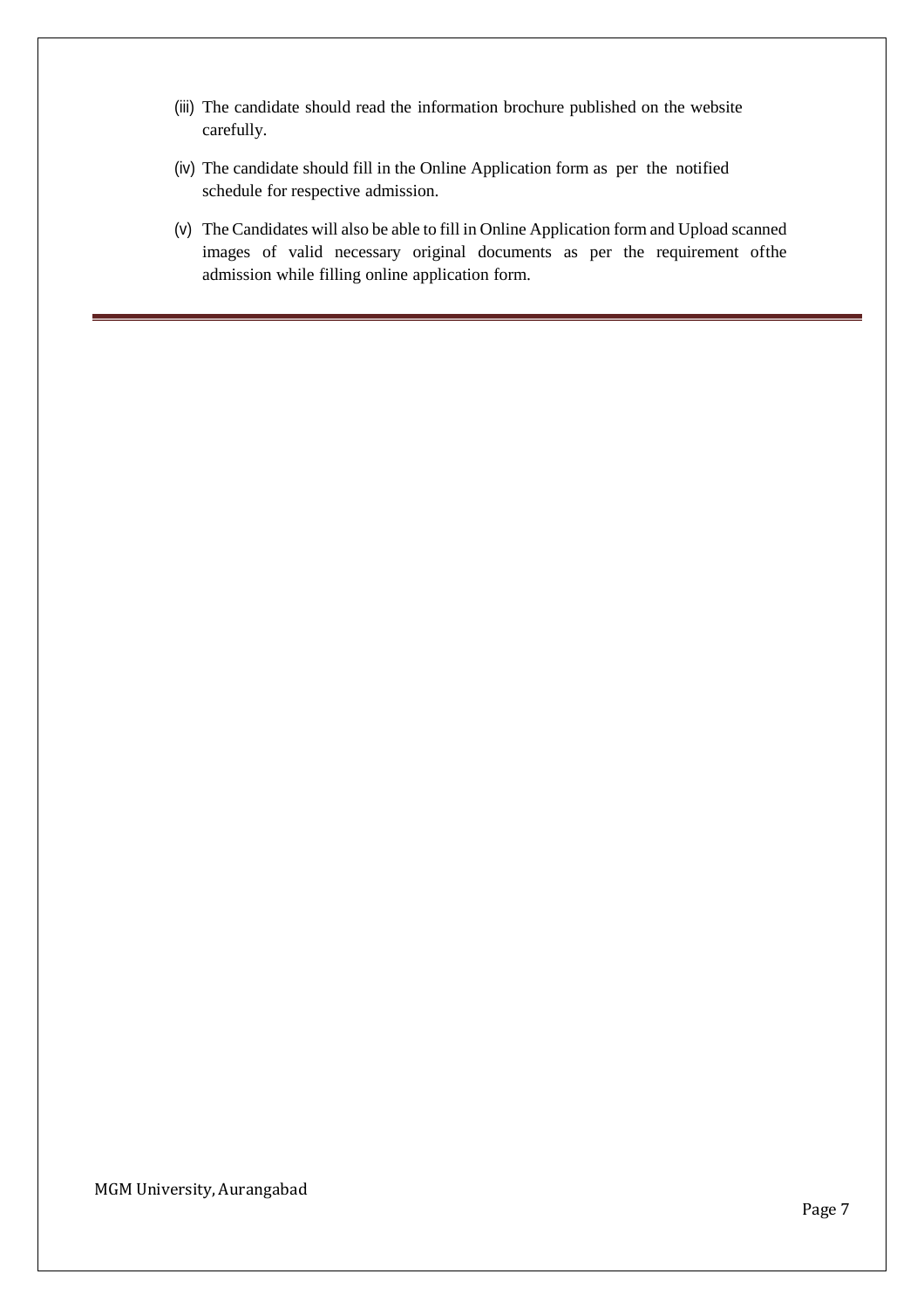(iii) The candidate should read the information brochure published on the website carefully.

(iv) The candidate should fill in the Online Application form as per the notified schedule for respective admission.

(v) The Candidates will also be able to fill in Online Application form and Upload scanned images of valid necessary original documents as per the requirement ofthe admission while filling online application form.

---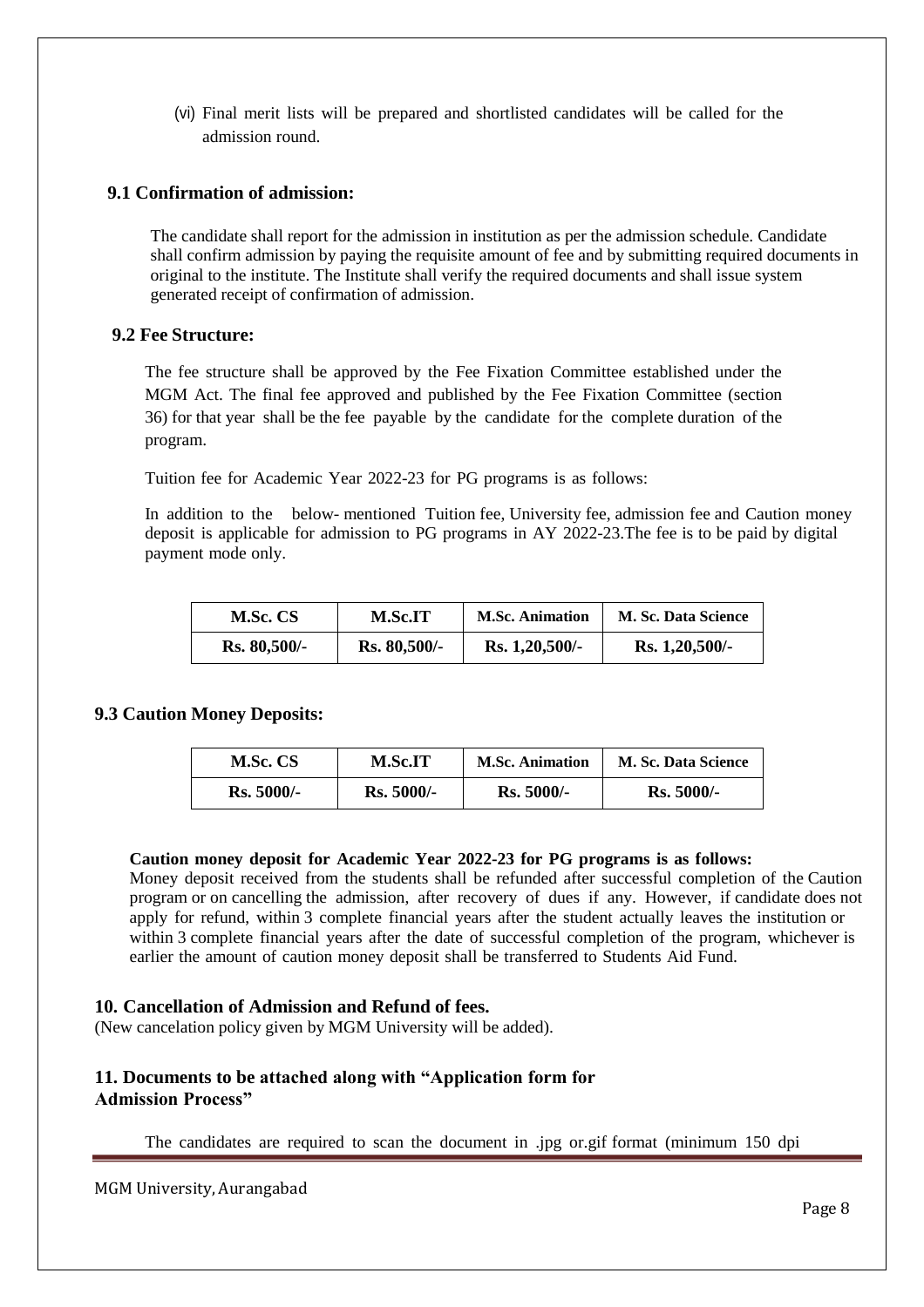(vi) Final merit lists will be prepared and shortlisted candidates will be called for the admission round.

### 9.1 Confirmation of admission:

The candidate shall report for the admission in institution as per the admission schedule. Candidate shall confirm admission by paying the requisite amount of fee and by submitting required documents in original to the institute. The Institute shall verify the required documents and shall issue system generated receipt of confirmation of admission.

### 9.2 Fee Structure:

The fee structure shall be approved by the Fee Fixation Committee established under the MGM Act. The final fee approved and published by the Fee Fixation Committee (section 36) for that year shall be the fee payable by the candidate for the complete duration of the program.

Tuition fee for Academic Year 2022-23 for PG programs is as follows:

In addition to the below- mentioned Tuition fee, University fee, admission fee and Caution money deposit is applicable for admission to PG programs in AY 2022-23.The fee is to be paid by digital payment mode only.

| M.Sc. CS | M.Sc.IT | M.Sc. Animation | M. Sc. Data Science |
|---|---|---|---|
| Rs. 80,500/- | Rs. 80,500/- | Rs. 1,20,500/- | Rs. 1,20,500/- |

### 9.3 Caution Money Deposits:

| M.Sc. CS | M.Sc.IT | M.Sc. Animation | M. Sc. Data Science |
|---|---|---|---|
| Rs. 5000/- | Rs. 5000/- | Rs. 5000/- | Rs. 5000/- |

**Caution money deposit for Academic Year 2022-23 for PG programs is as follows:**
Money deposit received from the students shall be refunded after successful completion of the Caution program or on cancelling the admission, after recovery of dues if any. However, if candidate does not apply for refund, within 3 complete financial years after the student actually leaves the institution or within 3 complete financial years after the date of successful completion of the program, whichever is earlier the amount of caution money deposit shall be transferred to Students Aid Fund.

### 10. Cancellation of Admission and Refund of fees.

(New cancelation policy given by MGM University will be added).

### 11. Documents to be attached along with "Application form for Admission Process"

The candidates are required to scan the document in .jpg or.gif format (minimum 150 dpi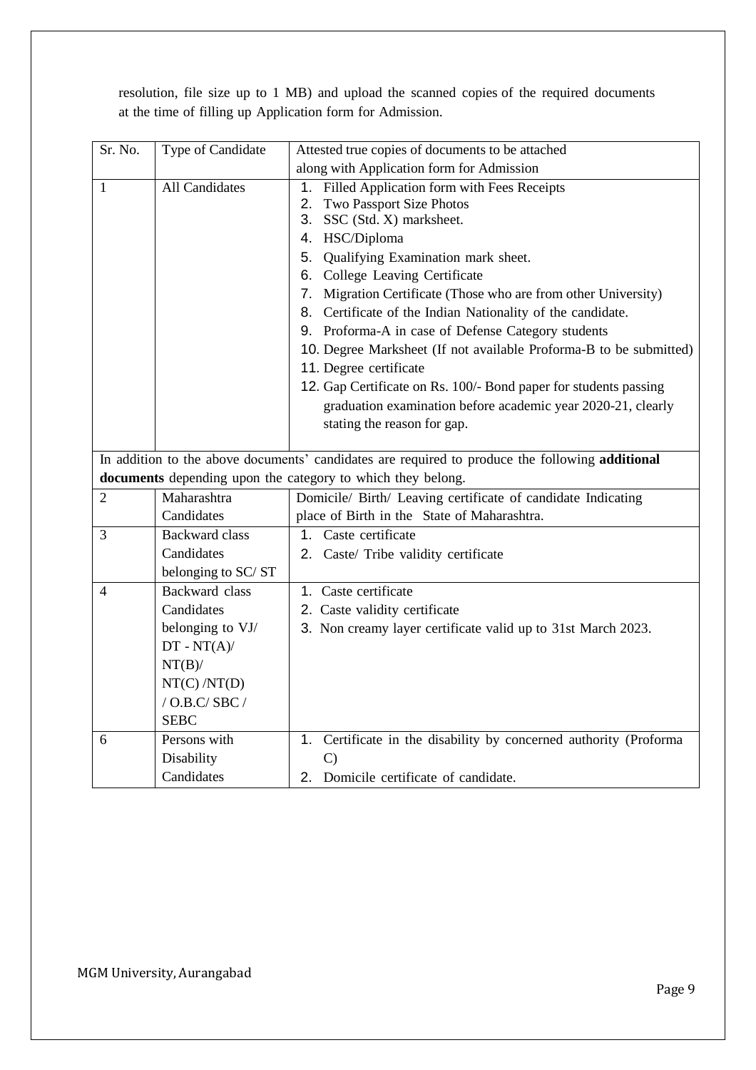resolution, file size up to 1 MB) and upload the scanned copies of the required documents at the time of filling up Application form for Admission.

| Sr. No. | Type of Candidate | Attested true copies of documents to be attached along with Application form for Admission |
|---|---|---|
| 1 | All Candidates | 1. Filled Application form with Fees Receipts<br>2. Two Passport Size Photos<br>3. SSC (Std. X) marksheet.<br>4. HSC/Diploma<br>5. Qualifying Examination mark sheet.<br>6. College Leaving Certificate<br>7. Migration Certificate (Those who are from other University)<br>8. Certificate of the Indian Nationality of the candidate.<br>9. Proforma-A in case of Defense Category students<br>10. Degree Marksheet (If not available Proforma-B to be submitted)<br>11. Degree certificate<br>12. Gap Certificate on Rs. 100/- Bond paper for students passing graduation examination before academic year 2020-21, clearly stating the reason for gap. |
| In addition to the above documents' candidates are required to produce the following **additional documents** depending upon the category to which they belong. | | |
| 2 | Maharashtra Candidates | Domicile/ Birth/ Leaving certificate of candidate Indicating place of Birth in the State of Maharashtra. |
| 3 | Backward class Candidates belonging to SC/ ST | 1. Caste certificate<br>2. Caste/ Tribe validity certificate |
| 4 | Backward class Candidates belonging to VJ/ DT - NT(A)/ NT(B)/ NT(C) /NT(D) / O.B.C/ SBC / SEBC | 1. Caste certificate<br>2. Caste validity certificate<br>3. Non creamy layer certificate valid up to 31st March 2023. |
| 6 | Persons with Disability Candidates | 1. Certificate in the disability by concerned authority (Proforma C)<br>2. Domicile certificate of candidate. |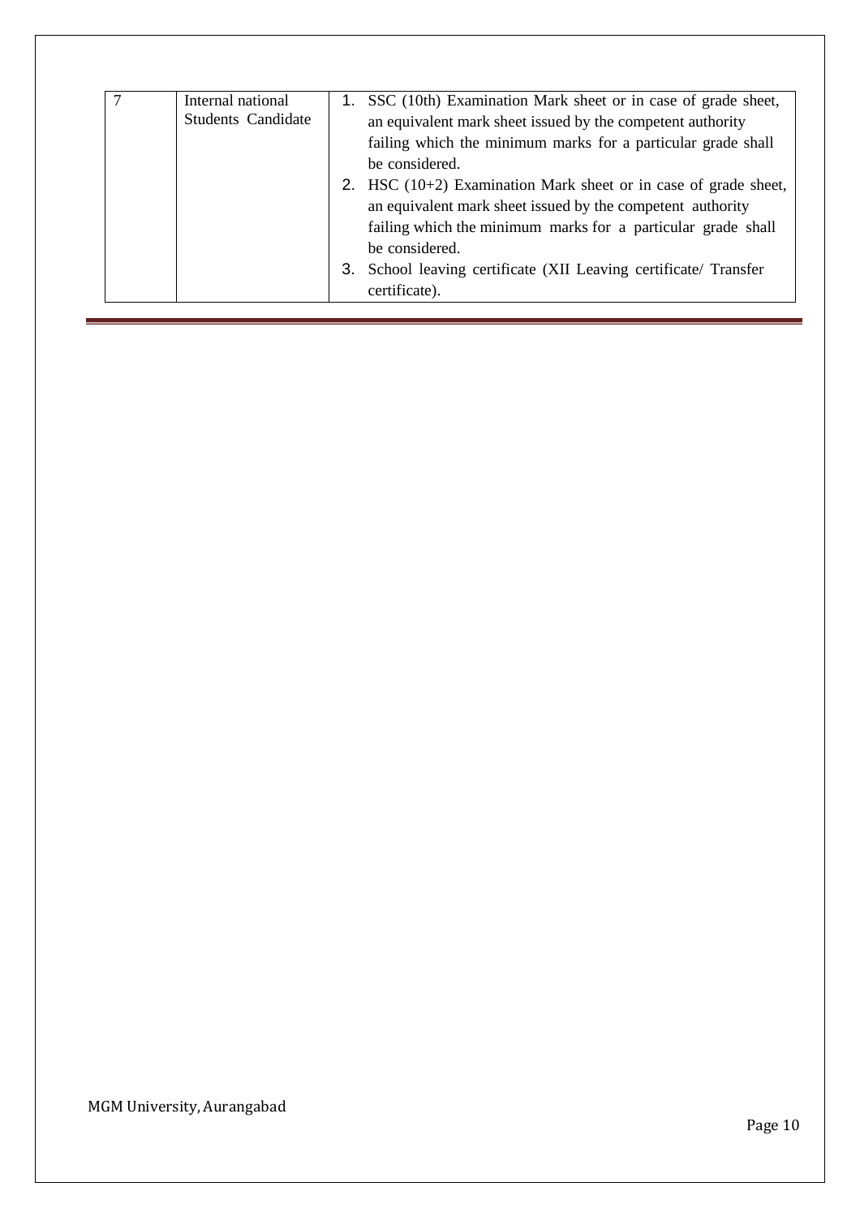| 7 | Internal national Students Candidate | 1. SSC (10th) Examination Mark sheet or in case of grade sheet, an equivalent mark sheet issued by the competent authority failing which the minimum marks for a particular grade shall be considered.<br>2. HSC (10+2) Examination Mark sheet or in case of grade sheet, an equivalent mark sheet issued by the competent authority failing which the minimum marks for a particular grade shall be considered.<br>3. School leaving certificate (XII Leaving certificate/ Transfer certificate). |
|---|---|---|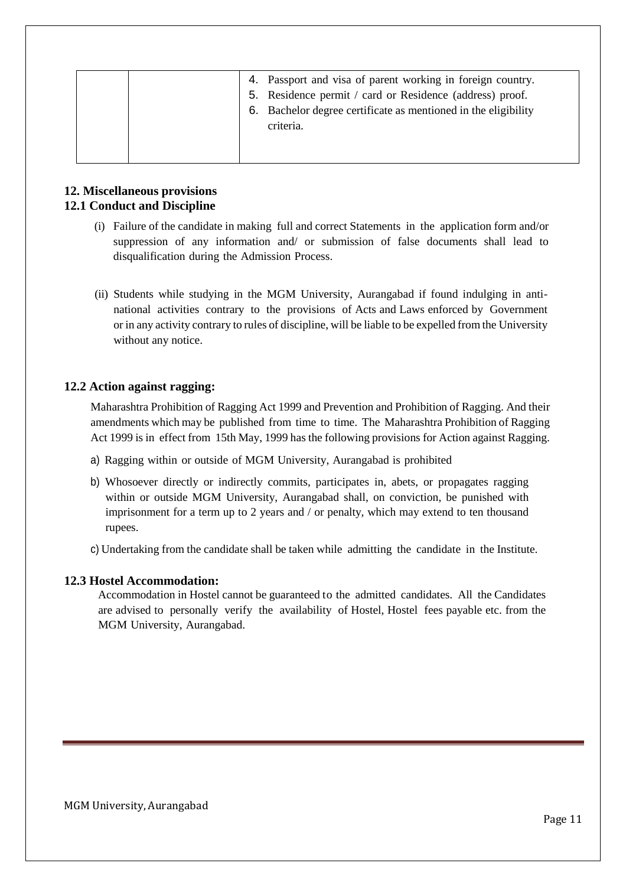| | | 4. Passport and visa of parent working in foreign country.<br>5. Residence permit / card or Residence (address) proof.<br>6. Bachelor degree certificate as mentioned in the eligibility criteria. |
|---|---|---|

## 12. Miscellaneous provisions

### 12.1 Conduct and Discipline

(i) Failure of the candidate in making full and correct Statements in the application form and/or suppression of any information and/ or submission of false documents shall lead to disqualification during the Admission Process.

(ii) Students while studying in the MGM University, Aurangabad if found indulging in anti-national activities contrary to the provisions of Acts and Laws enforced by Government or in any activity contrary to rules of discipline, will be liable to be expelled from the University without any notice.

### 12.2 Action against ragging:

Maharashtra Prohibition of Ragging Act 1999 and Prevention and Prohibition of Ragging. And their amendments which may be published from time to time. The Maharashtra Prohibition of Ragging Act 1999 is in effect from 15th May, 1999 has the following provisions for Action against Ragging.

a) Ragging within or outside of MGM University, Aurangabad is prohibited

b) Whosoever directly or indirectly commits, participates in, abets, or propagates ragging within or outside MGM University, Aurangabad shall, on conviction, be punished with imprisonment for a term up to 2 years and / or penalty, which may extend to ten thousand rupees.

c) Undertaking from the candidate shall be taken while admitting the candidate in the Institute.

### 12.3 Hostel Accommodation:

Accommodation in Hostel cannot be guaranteed to the admitted candidates. All the Candidates are advised to personally verify the availability of Hostel, Hostel fees payable etc. from the MGM University, Aurangabad.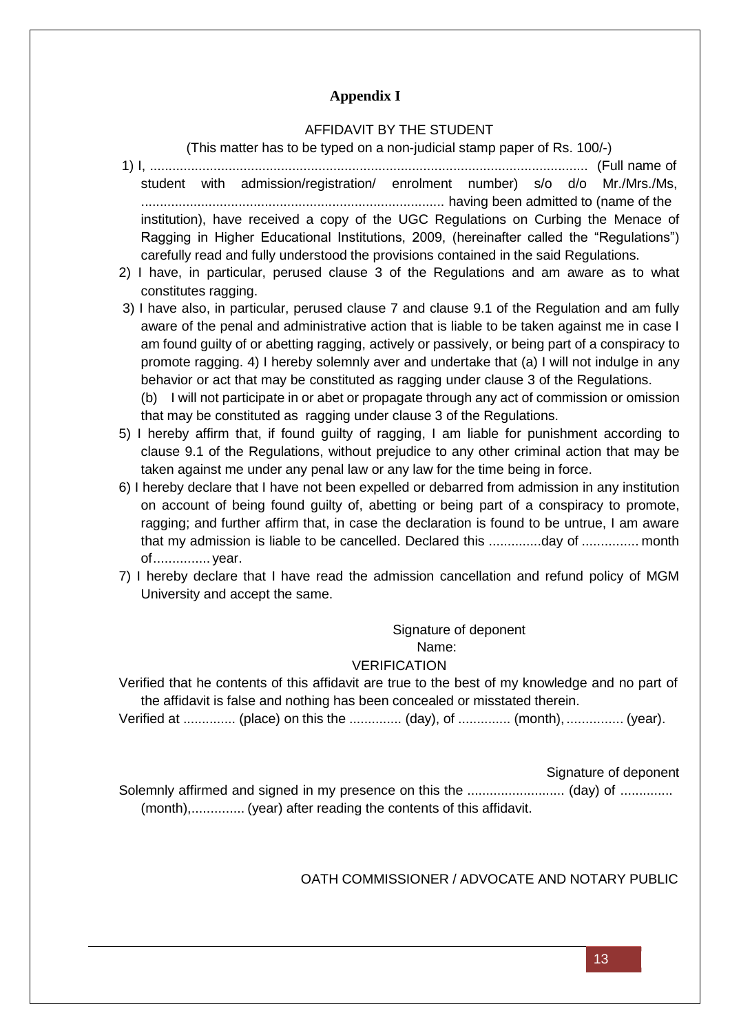## Appendix I

AFFIDAVIT BY THE STUDENT

(This matter has to be typed on a non-judicial stamp paper of Rs. 100/-)

1) I, ..................................................................................................................... (Full name of student with admission/registration/ enrolment number) s/o d/o Mr./Mrs./Ms, ................................................................................ having been admitted to (name of the institution), have received a copy of the UGC Regulations on Curbing the Menace of Ragging in Higher Educational Institutions, 2009, (hereinafter called the "Regulations") carefully read and fully understood the provisions contained in the said Regulations.
2) I have, in particular, perused clause 3 of the Regulations and am aware as to what constitutes ragging.
3) I have also, in particular, perused clause 7 and clause 9.1 of the Regulation and am fully aware of the penal and administrative action that is liable to be taken against me in case I am found guilty of or abetting ragging, actively or passively, or being part of a conspiracy to promote ragging. 4) I hereby solemnly aver and undertake that (a) I will not indulge in any behavior or act that may be constituted as ragging under clause 3 of the Regulations.
   (b) I will not participate in or abet or propagate through any act of commission or omission that may be constituted as ragging under clause 3 of the Regulations.
5) I hereby affirm that, if found guilty of ragging, I am liable for punishment according to clause 9.1 of the Regulations, without prejudice to any other criminal action that may be taken against me under any penal law or any law for the time being in force.
6) I hereby declare that I have not been expelled or debarred from admission in any institution on account of being found guilty of, abetting or being part of a conspiracy to promote, ragging; and further affirm that, in case the declaration is found to be untrue, I am aware that my admission is liable to be cancelled. Declared this ..............day of ............... month of............... year.
7) I hereby declare that I have read the admission cancellation and refund policy of MGM University and accept the same.

Signature of deponent

Name:

VERIFICATION

Verified that he contents of this affidavit are true to the best of my knowledge and no part of the affidavit is false and nothing has been concealed or misstated therein.

Verified at .............. (place) on this the .............. (day), of .............. (month), ............... (year).

Signature of deponent

Solemnly affirmed and signed in my presence on this the .......................... (day) of .............. (month),.............. (year) after reading the contents of this affidavit.

OATH COMMISSIONER / ADVOCATE AND NOTARY PUBLIC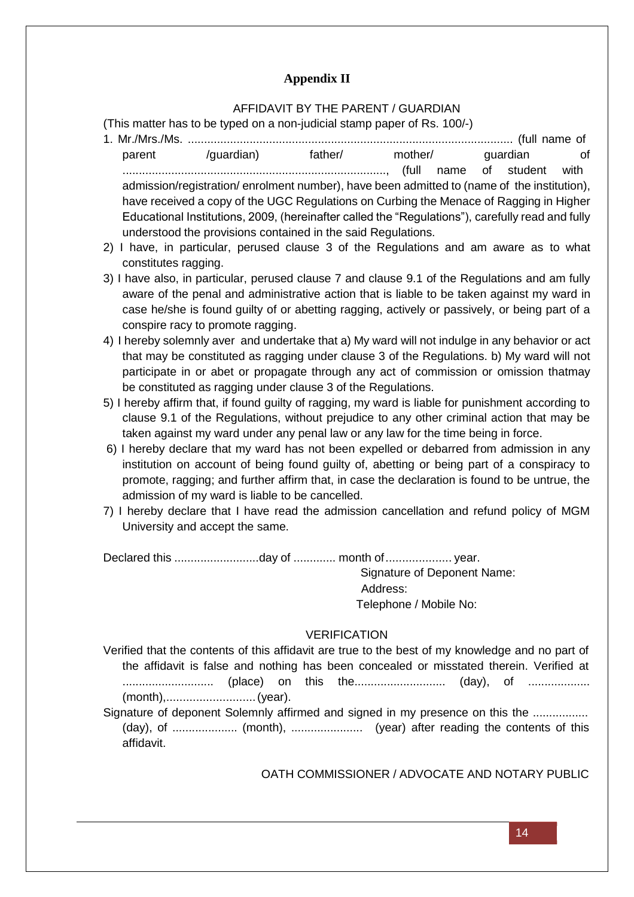# Appendix II

## AFFIDAVIT BY THE PARENT / GUARDIAN

(This matter has to be typed on a non-judicial stamp paper of Rs. 100/-)

1. Mr./Mrs./Ms. .................................................................................................... (full name of parent /guardian) father/ mother/ guardian of ................................................................................., (full name of student with admission/registration/ enrolment number), have been admitted to (name of the institution), have received a copy of the UGC Regulations on Curbing the Menace of Ragging in Higher Educational Institutions, 2009, (hereinafter called the "Regulations"), carefully read and fully understood the provisions contained in the said Regulations.
2) I have, in particular, perused clause 3 of the Regulations and am aware as to what constitutes ragging.
3) I have also, in particular, perused clause 7 and clause 9.1 of the Regulations and am fully aware of the penal and administrative action that is liable to be taken against my ward in case he/she is found guilty of or abetting ragging, actively or passively, or being part of a conspire racy to promote ragging.
4) I hereby solemnly aver and undertake that a) My ward will not indulge in any behavior or act that may be constituted as ragging under clause 3 of the Regulations. b) My ward will not participate in or abet or propagate through any act of commission or omission thatmay be constituted as ragging under clause 3 of the Regulations.
5) I hereby affirm that, if found guilty of ragging, my ward is liable for punishment according to clause 9.1 of the Regulations, without prejudice to any other criminal action that may be taken against my ward under any penal law or any law for the time being in force.
6) I hereby declare that my ward has not been expelled or debarred from admission in any institution on account of being found guilty of, abetting or being part of a conspiracy to promote, ragging; and further affirm that, in case the declaration is found to be untrue, the admission of my ward is liable to be cancelled.
7) I hereby declare that I have read the admission cancellation and refund policy of MGM University and accept the same.

Declared this ..........................day of ............. month of.................... year.

Signature of Deponent Name:
Address:
Telephone / Mobile No:

## VERIFICATION

Verified that the contents of this affidavit are true to the best of my knowledge and no part of the affidavit is false and nothing has been concealed or misstated therein. Verified at ........................... (place) on this the........................... (day), of ................... (month),........................... (year).

Signature of deponent Solemnly affirmed and signed in my presence on this the ................. (day), of .................... (month), ...................... (year) after reading the contents of this affidavit.

OATH COMMISSIONER / ADVOCATE AND NOTARY PUBLIC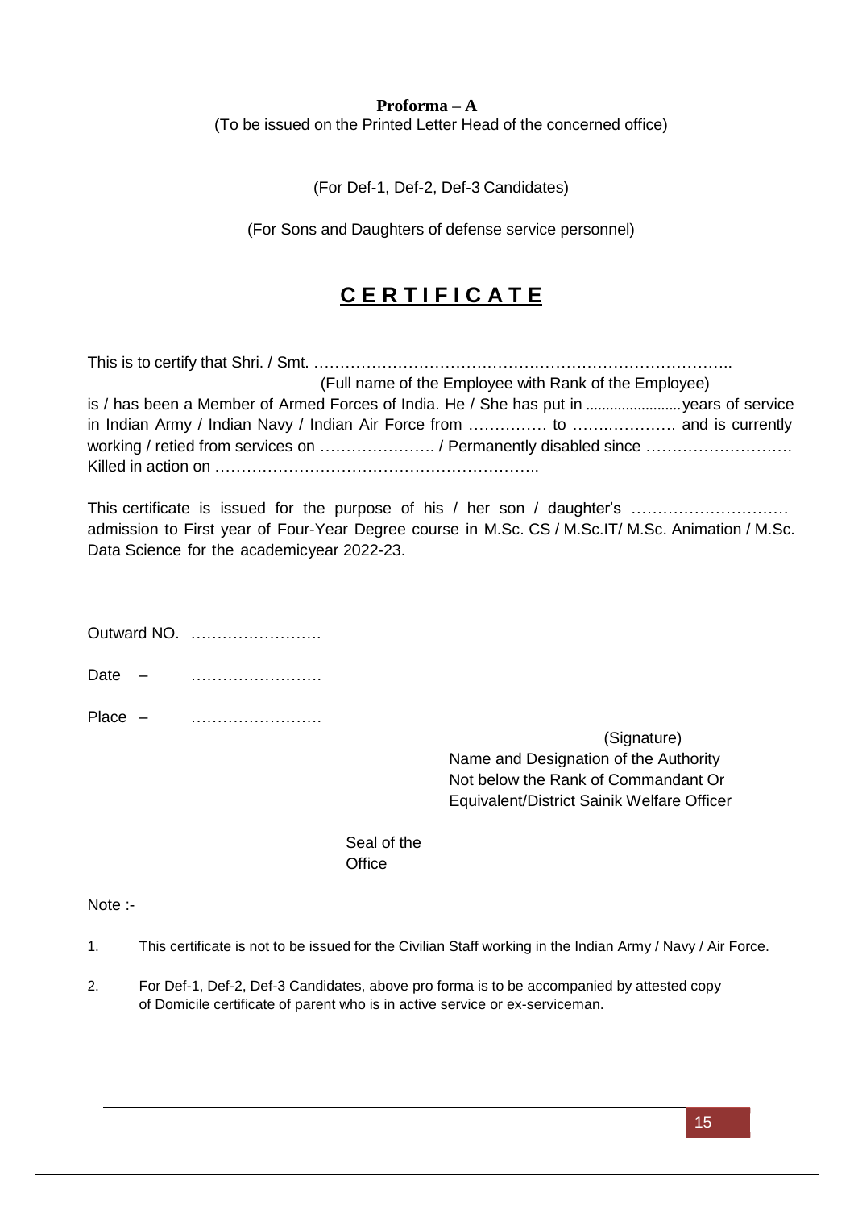**Proforma – A**

(To be issued on the Printed Letter Head of the concerned office)

(For Def-1, Def-2, Def-3 Candidates)

(For Sons and Daughters of defense service personnel)

# CERTIFICATE

This is to certify that Shri. / Smt. ……………………………………………………………………..

(Full name of the Employee with Rank of the Employee)

is / has been a Member of Armed Forces of India. He / She has put in .......................years of service in Indian Army / Indian Navy / Indian Air Force from …………… to ………………… and is currently working / retied from services on …………………. / Permanently disabled since ……………………… Killed in action on ……………………………………………………..

This certificate is issued for the purpose of his / her son / daughter's ………………………… admission to First year of Four-Year Degree course in M.Sc. CS / M.Sc.IT/ M.Sc. Animation / M.Sc. Data Science for the academicyear 2022-23.

Outward NO. …………………….

Date – …………………….

Place – …………………….

(Signature)

Name and Designation of the Authority
Not below the Rank of Commandant Or
Equivalent/District Sainik Welfare Officer

Seal of the
Office

Note :-

1. This certificate is not to be issued for the Civilian Staff working in the Indian Army / Navy / Air Force.
2. For Def-1, Def-2, Def-3 Candidates, above pro forma is to be accompanied by attested copy of Domicile certificate of parent who is in active service or ex-serviceman.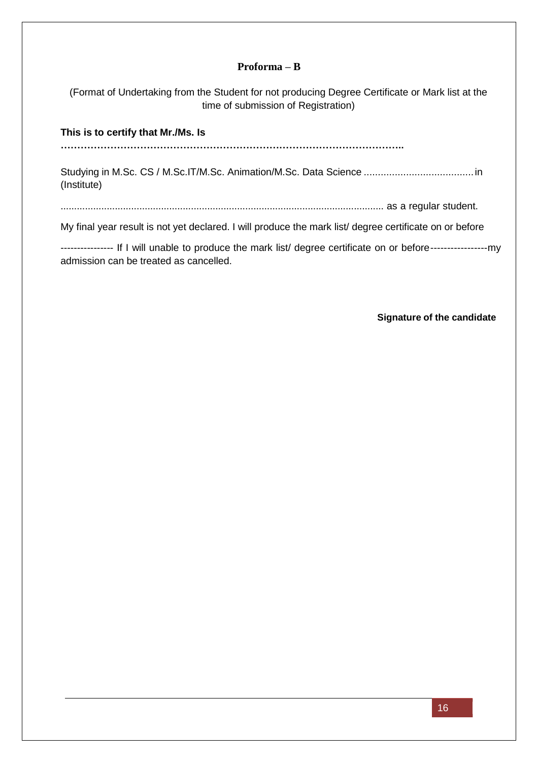## Proforma – B

(Format of Undertaking from the Student for not producing Degree Certificate or Mark list at the time of submission of Registration)

**This is to certify that Mr./Ms. Is**

**…………………………………………………………………………………………..**

Studying in M.Sc. CS / M.Sc.IT/M.Sc. Animation/M.Sc. Data Science ....................................... in (Institute)

..................................................................................................................... as a regular student.

My final year result is not yet declared. I will produce the mark list/ degree certificate on or before

---------------- If I will unable to produce the mark list/ degree certificate on or before-----------------my admission can be treated as cancelled.

**Signature of the candidate**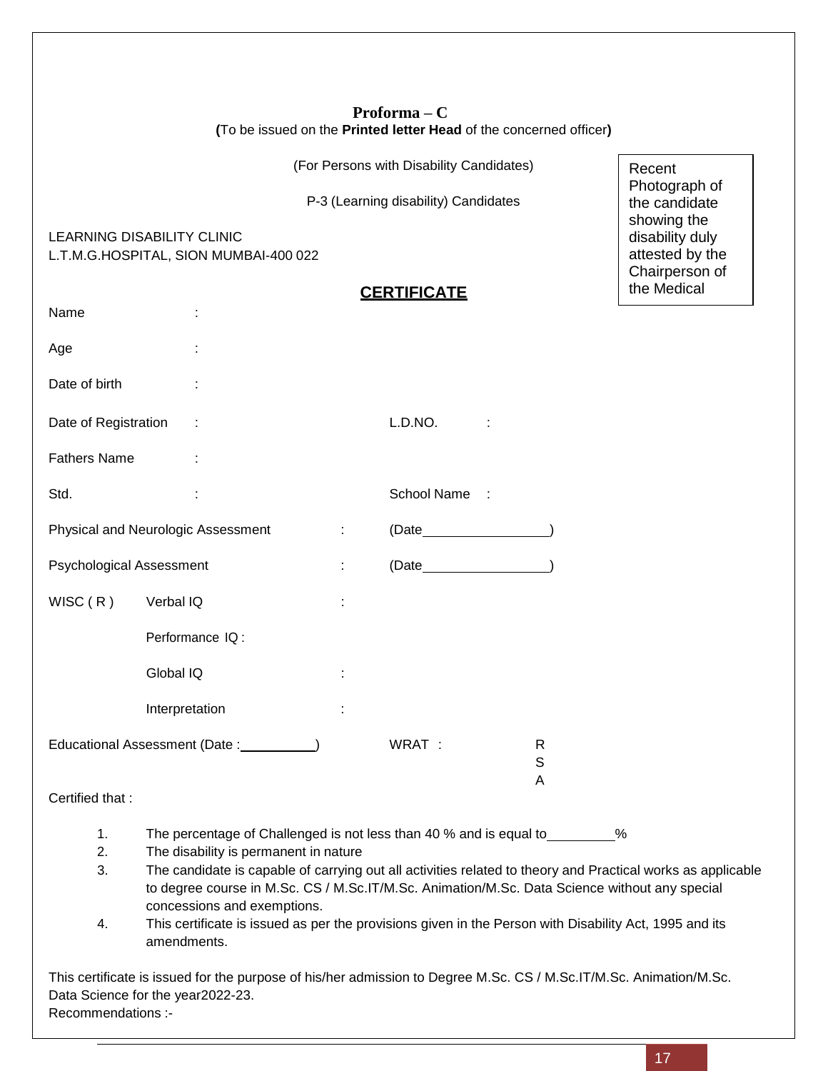**Proforma – C**

**(**To be issued on the **Printed letter Head** of the concerned officer**)**

(For Persons with Disability Candidates)

P-3 (Learning disability) Candidates

Recent Photograph of the candidate showing the disability duly attested by the Chairperson of the Medical

LEARNING DISABILITY CLINIC
L.T.M.G.HOSPITAL, SION MUMBAI-400 022

**CERTIFICATE**

Name :

Age :

Date of birth :

Date of Registration : L.D.NO. :

Fathers Name :

Std. : School Name :

Physical and Neurologic Assessment : (Date_________________)

Psychological Assessment : (Date_________________)

WISC ( R ) Verbal IQ :

Performance IQ :

Global IQ :

Interpretation :

Educational Assessment (Date :__________) WRAT : R S A

Certified that :

1. The percentage of Challenged is not less than 40 % and is equal to_________%
2. The disability is permanent in nature
3. The candidate is capable of carrying out all activities related to theory and Practical works as applicable to degree course in M.Sc. CS / M.Sc.IT/M.Sc. Animation/M.Sc. Data Science without any special concessions and exemptions.
4. This certificate is issued as per the provisions given in the Person with Disability Act, 1995 and its amendments.

This certificate is issued for the purpose of his/her admission to Degree M.Sc. CS / M.Sc.IT/M.Sc. Animation/M.Sc. Data Science for the year2022-23.

Recommendations :-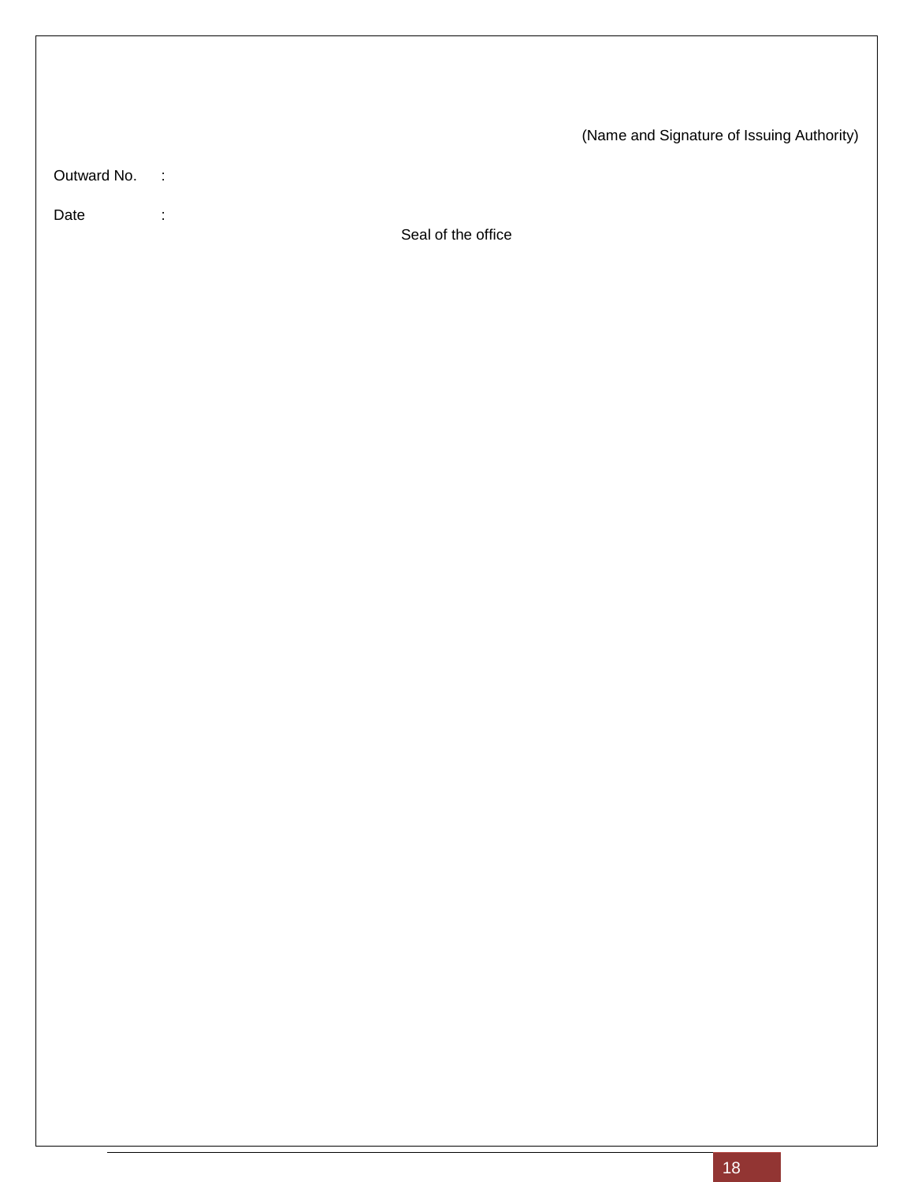(Name and Signature of Issuing Authority)

Outward No. :

Date :

Seal of the office